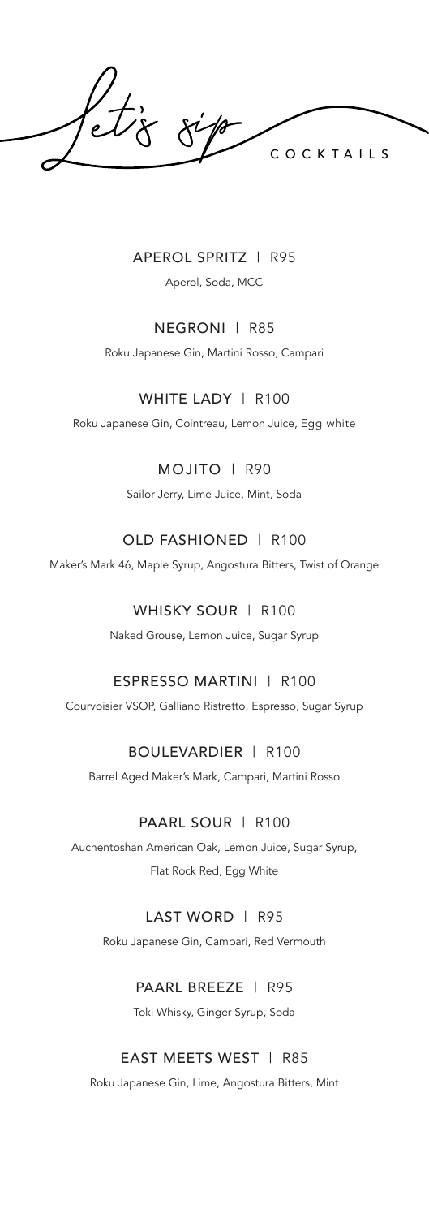# Let's sip

COCKTAILS

## APEROL SPRITZ | R95

Aperol, Soda, MCC

## NEGRONI | R85

Roku Japanese Gin, Martini Rosso, Campari

## WHITE LADY | R100

Roku Japanese Gin, Cointreau, Lemon Juice, Egg white

## MOJITO | R90

Sailor Jerry, Lime Juice, Mint, Soda

## OLD FASHIONED | R100

Maker's Mark 46, Maple Syrup, Angostura Bitters, Twist of Orange

## WHISKY SOUR | R100

Naked Grouse, Lemon Juice, Sugar Syrup

## ESPRESSO MARTINI | R100

Courvoisier VSOP, Galliano Ristretto, Espresso, Sugar Syrup

## BOULEVARDIER | R100

Barrel Aged Maker's Mark, Campari, Martini Rosso

## PAARL SOUR | R100

Auchentoshan American Oak, Lemon Juice, Sugar Syrup,
Flat Rock Red, Egg White

## LAST WORD | R95

Roku Japanese Gin, Campari, Red Vermouth

## PAARL BREEZE | R95

Toki Whisky, Ginger Syrup, Soda

## EAST MEETS WEST | R85

Roku Japanese Gin, Lime, Angostura Bitters, Mint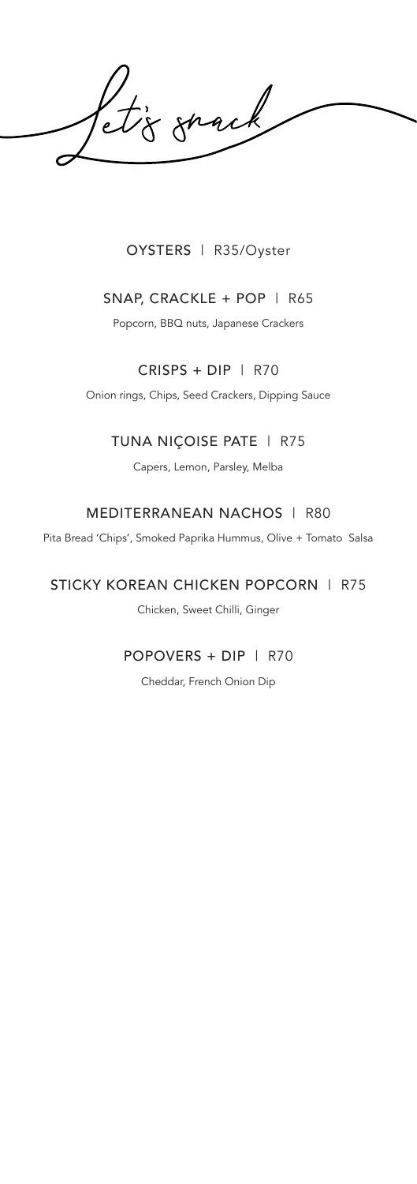# Let's snack

## OYSTERS | R35/Oyster

## SNAP, CRACKLE + POP | R65

Popcorn, BBQ nuts, Japanese Crackers

## CRISPS + DIP | R70

Onion rings, Chips, Seed Crackers, Dipping Sauce

## TUNA NIÇOISE PATE | R75

Capers, Lemon, Parsley, Melba

## MEDITERRANEAN NACHOS | R80

Pita Bread 'Chips', Smoked Paprika Hummus, Olive + Tomato Salsa

## STICKY KOREAN CHICKEN POPCORN | R75

Chicken, Sweet Chilli, Ginger

## POPOVERS + DIP | R70

Cheddar, French Onion Dip